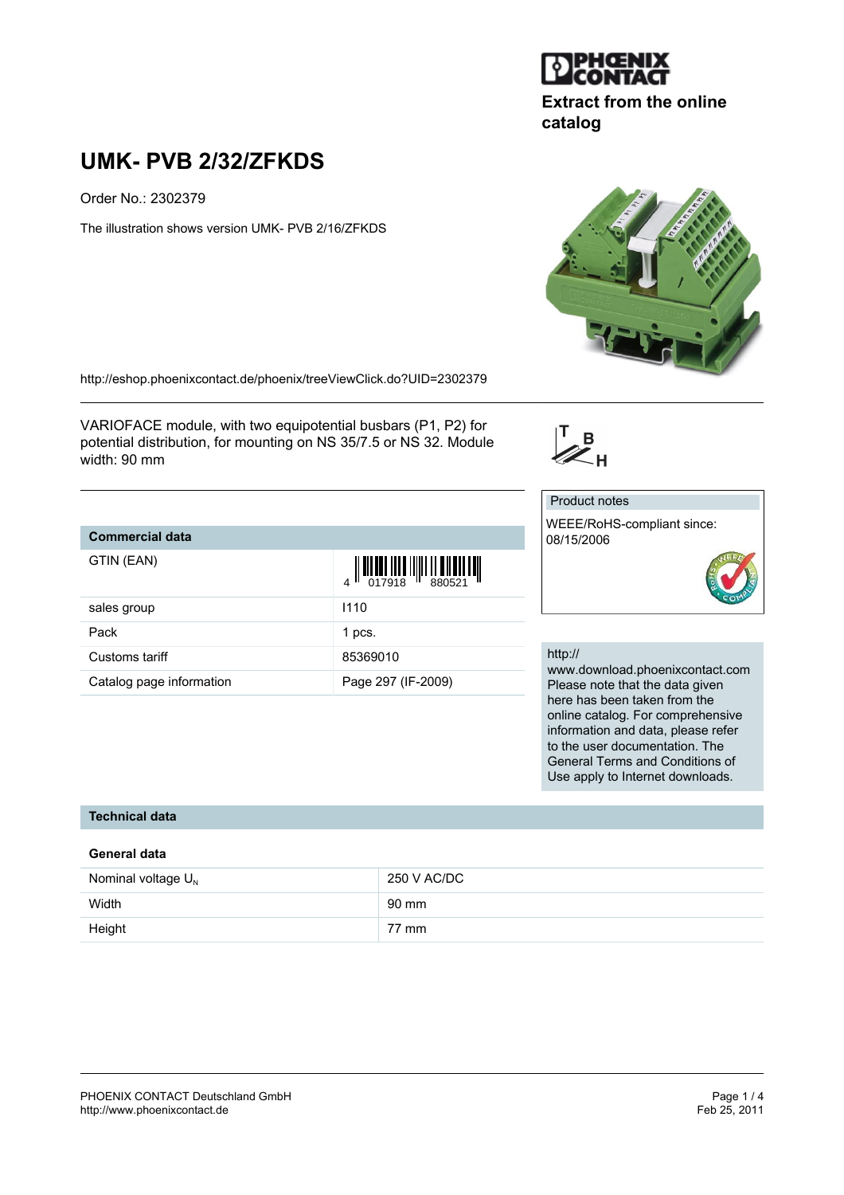Extract from the online catalog

# UMK- PVB 2/32/ZFKDS

Order No.: 2302379

The illustration shows version UMK- PVB 2/16/ZFKDS

http://eshop.phoenixcontact.de/phoenix/treeViewClick.do?UID=2302379

VARIOFACE module, with two equipotential busbars (P1, P2) for potential distribution, for mounting on NS 35/7.5 or NS 32. Module width: 90 mm

| Commercial data | |
|---|---|
| GTIN (EAN) | 4 017918 880521 |
| sales group | I110 |
| Pack | 1 pcs. |
| Customs tariff | 85369010 |
| Catalog page information | Page 297 (IF-2009) |

Product notes

WEEE/RoHS-compliant since: 08/15/2006

http://www.download.phoenixcontact.com Please note that the data given here has been taken from the online catalog. For comprehensive information and data, please refer to the user documentation. The General Terms and Conditions of Use apply to Internet downloads.

## Technical data

### General data

| | |
|---|---|
| Nominal voltage $U_N$ | 250 V AC/DC |
| Width | 90 mm |
| Height | 77 mm |

PHOENIX CONTACT Deutschland GmbH
http://www.phoenixcontact.de

Feb 25, 2011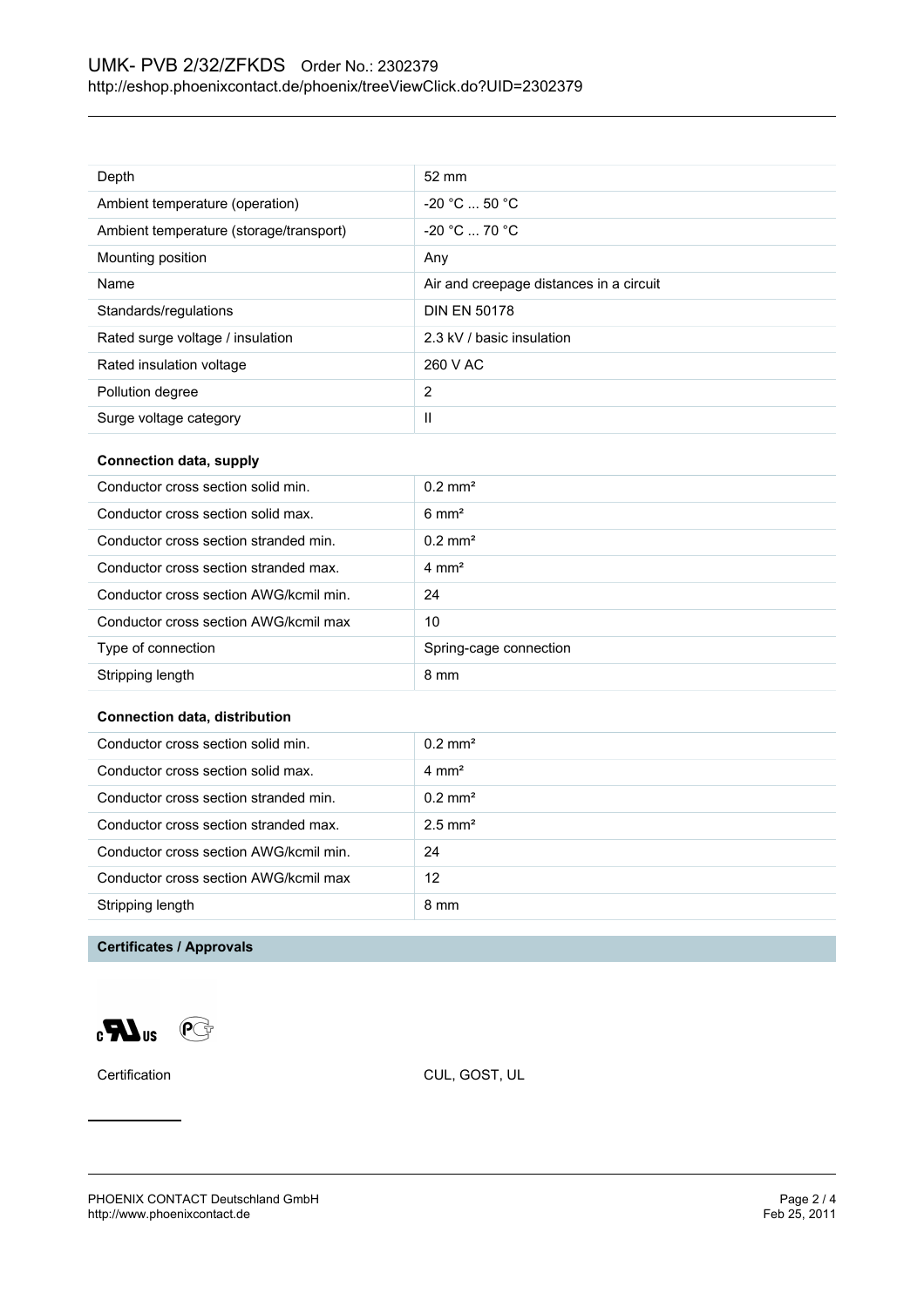| Depth | 52 mm |
| --- | --- |
| Ambient temperature (operation) | -20 °C ... 50 °C |
| Ambient temperature (storage/transport) | -20 °C ... 70 °C |
| Mounting position | Any |
| Name | Air and creepage distances in a circuit |
| Standards/regulations | DIN EN 50178 |
| Rated surge voltage / insulation | 2.3 kV / basic insulation |
| Rated insulation voltage | 260 V AC |
| Pollution degree | 2 |
| Surge voltage category | II |

**Connection data, supply**

| Conductor cross section solid min. | 0.2 mm² |
| --- | --- |
| Conductor cross section solid max. | 6 mm² |
| Conductor cross section stranded min. | 0.2 mm² |
| Conductor cross section stranded max. | 4 mm² |
| Conductor cross section AWG/kcmil min. | 24 |
| Conductor cross section AWG/kcmil max | 10 |
| Type of connection | Spring-cage connection |
| Stripping length | 8 mm |

**Connection data, distribution**

| Conductor cross section solid min. | 0.2 mm² |
| --- | --- |
| Conductor cross section solid max. | 4 mm² |
| Conductor cross section stranded min. | 0.2 mm² |
| Conductor cross section stranded max. | 2.5 mm² |
| Conductor cross section AWG/kcmil min. | 24 |
| Conductor cross section AWG/kcmil max | 12 |
| Stripping length | 8 mm |

## Certificates / Approvals

Certification CUL, GOST, UL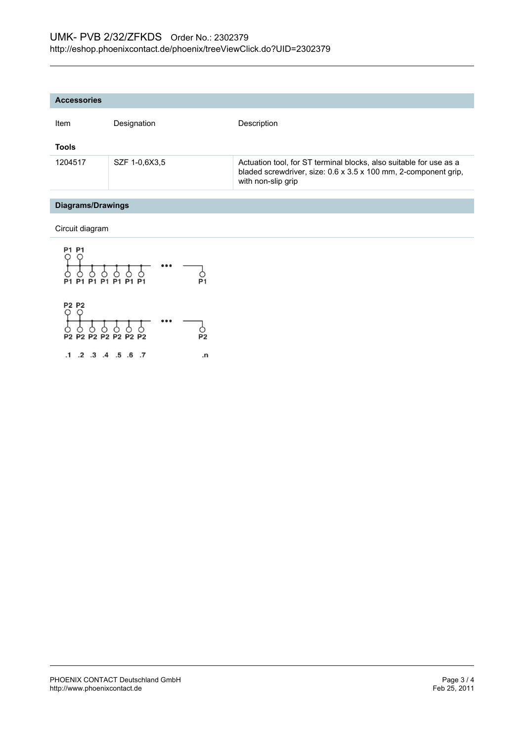## Accessories

| Item | Designation | Description |
|---|---|---|
| **Tools** | | |
| 1204517 | SZF 1-0,6X3,5 | Actuation tool, for ST terminal blocks, also suitable for use as a bladed screwdriver, size: 0.6 x 3.5 x 100 mm, 2-component grip, with non-slip grip |

## Diagrams/Drawings

Circuit diagram

P1 P1

P1 P1 P1 P1 P1 P1 P1 ••• P1

P2 P2

P2 P2 P2 P2 P2 P2 P2 ••• P2

.1 .2 .3 .4 .5 .6 .7 .n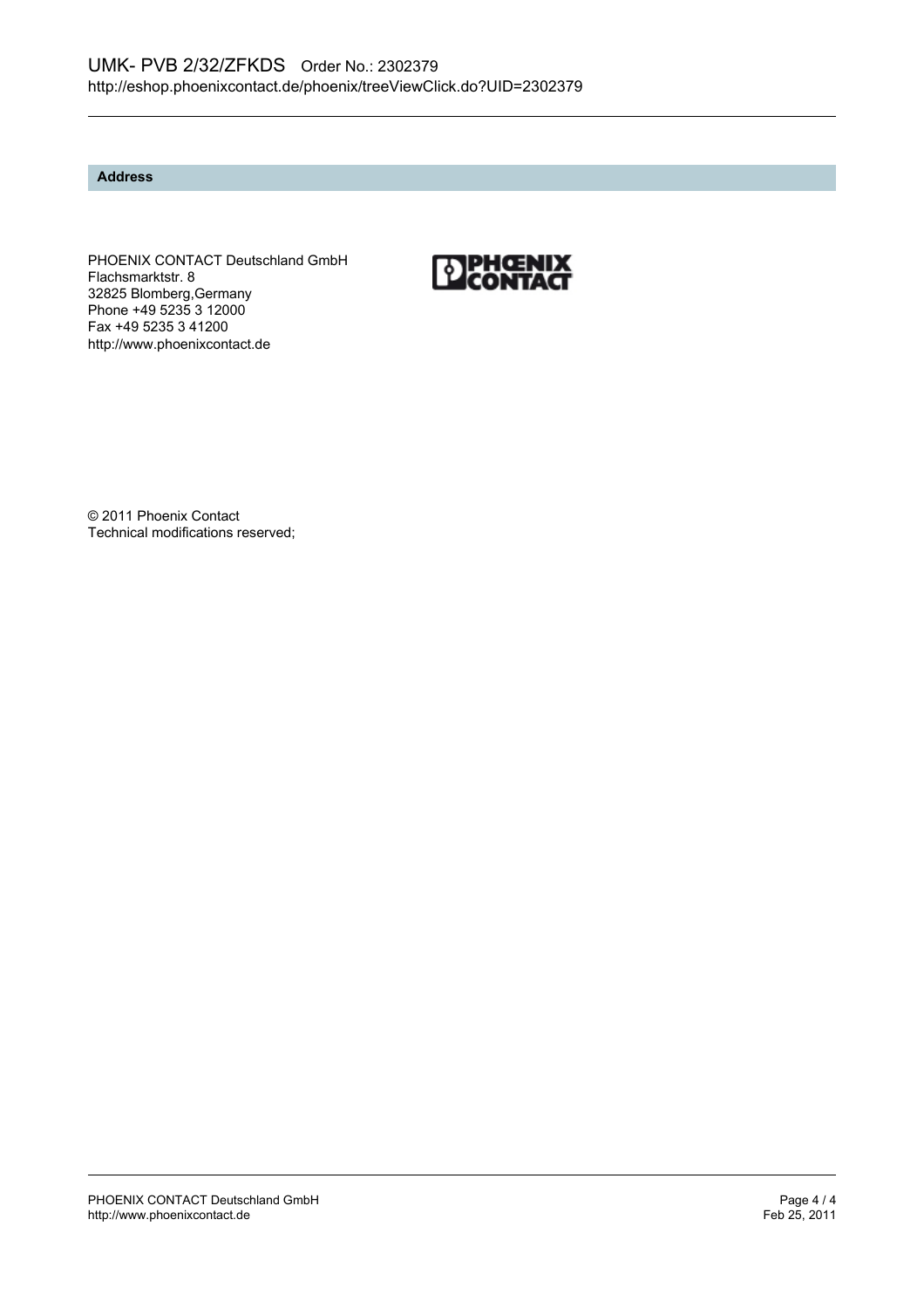## Address

PHOENIX CONTACT Deutschland GmbH
Flachsmarktstr. 8
32825 Blomberg,Germany
Phone +49 5235 3 12000
Fax +49 5235 3 41200
http://www.phoenixcontact.de

© 2011 Phoenix Contact
Technical modifications reserved;